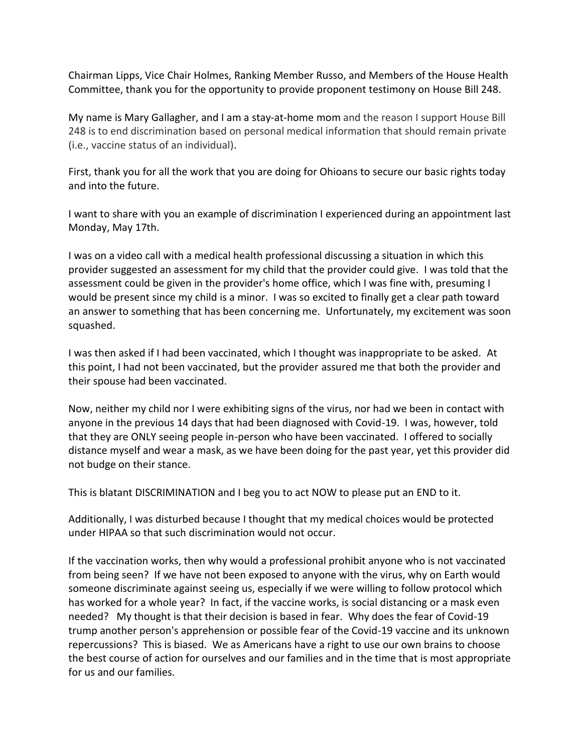Chairman Lipps, Vice Chair Holmes, Ranking Member Russo, and Members of the House Health Committee, thank you for the opportunity to provide proponent testimony on House Bill 248.

My name is Mary Gallagher, and I am a stay-at-home mom and the reason I support House Bill 248 is to end discrimination based on personal medical information that should remain private (i.e., vaccine status of an individual).

First, thank you for all the work that you are doing for Ohioans to secure our basic rights today and into the future.

I want to share with you an example of discrimination I experienced during an appointment last Monday, May 17th.

I was on a video call with a medical health professional discussing a situation in which this provider suggested an assessment for my child that the provider could give. I was told that the assessment could be given in the provider's home office, which I was fine with, presuming I would be present since my child is a minor. I was so excited to finally get a clear path toward an answer to something that has been concerning me. Unfortunately, my excitement was soon squashed.

I was then asked if I had been vaccinated, which I thought was inappropriate to be asked. At this point, I had not been vaccinated, but the provider assured me that both the provider and their spouse had been vaccinated.

Now, neither my child nor I were exhibiting signs of the virus, nor had we been in contact with anyone in the previous 14 days that had been diagnosed with Covid-19. I was, however, told that they are ONLY seeing people in-person who have been vaccinated. I offered to socially distance myself and wear a mask, as we have been doing for the past year, yet this provider did not budge on their stance.

This is blatant DISCRIMINATION and I beg you to act NOW to please put an END to it.

Additionally, I was disturbed because I thought that my medical choices would be protected under HIPAA so that such discrimination would not occur.

If the vaccination works, then why would a professional prohibit anyone who is not vaccinated from being seen? If we have not been exposed to anyone with the virus, why on Earth would someone discriminate against seeing us, especially if we were willing to follow protocol which has worked for a whole year? In fact, if the vaccine works, is social distancing or a mask even needed? My thought is that their decision is based in fear. Why does the fear of Covid-19 trump another person's apprehension or possible fear of the Covid-19 vaccine and its unknown repercussions? This is biased. We as Americans have a right to use our own brains to choose the best course of action for ourselves and our families and in the time that is most appropriate for us and our families.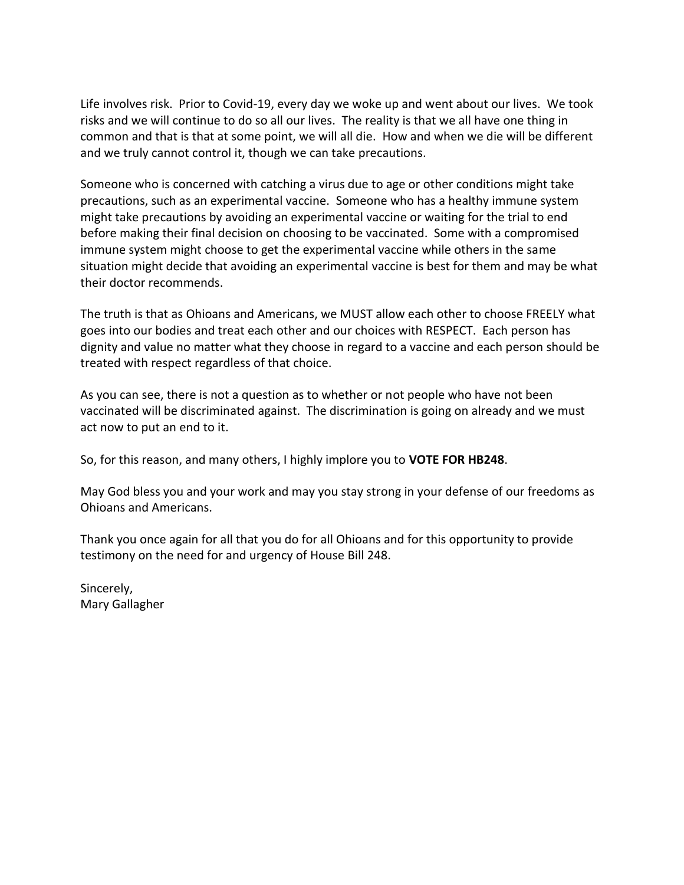Life involves risk. Prior to Covid-19, every day we woke up and went about our lives. We took risks and we will continue to do so all our lives. The reality is that we all have one thing in common and that is that at some point, we will all die. How and when we die will be different and we truly cannot control it, though we can take precautions.

Someone who is concerned with catching a virus due to age or other conditions might take precautions, such as an experimental vaccine. Someone who has a healthy immune system might take precautions by avoiding an experimental vaccine or waiting for the trial to end before making their final decision on choosing to be vaccinated. Some with a compromised immune system might choose to get the experimental vaccine while others in the same situation might decide that avoiding an experimental vaccine is best for them and may be what their doctor recommends.

The truth is that as Ohioans and Americans, we MUST allow each other to choose FREELY what goes into our bodies and treat each other and our choices with RESPECT. Each person has dignity and value no matter what they choose in regard to a vaccine and each person should be treated with respect regardless of that choice.

As you can see, there is not a question as to whether or not people who have not been vaccinated will be discriminated against. The discrimination is going on already and we must act now to put an end to it.

So, for this reason, and many others, I highly implore you to **VOTE FOR HB248**.

May God bless you and your work and may you stay strong in your defense of our freedoms as Ohioans and Americans.

Thank you once again for all that you do for all Ohioans and for this opportunity to provide testimony on the need for and urgency of House Bill 248.

Sincerely,
Mary Gallagher